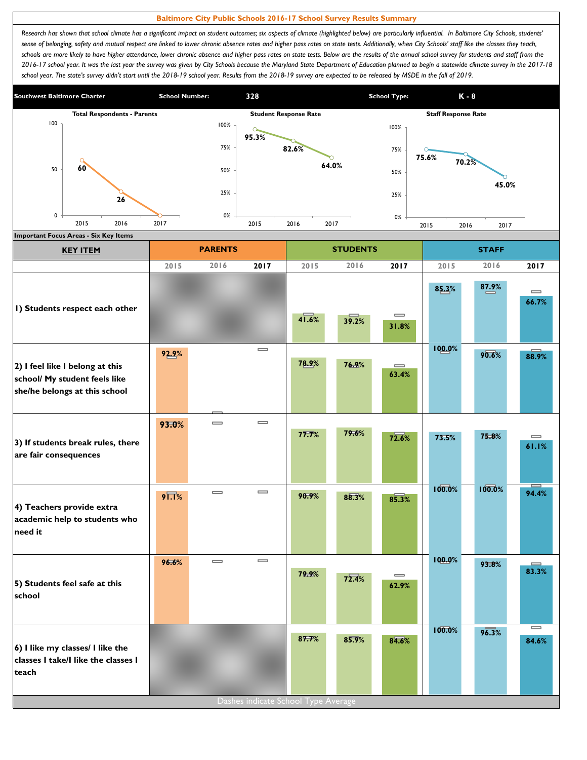# Baltimore City Public Schools 2016-17 School Survey Results Summary

*Research has shown that school climate has a significant impact on student outcomes; six aspects of climate (highlighted below) are particularly influential. In Baltimore City Schools, students' sense of belonging, safety and mutual respect are linked to lower chronic absence rates and higher pass rates on state tests. Additionally, when City Schools' staff like the classes they teach, schools are more likely to have higher attendance, lower chronic absence and higher pass rates on state tests. Below are the results of the annual school survey for students and staff from the 2016-17 school year. It was the last year the survey was given by City Schools because the Maryland State Department of Education planned to begin a statewide climate survey in the 2017-18 school year. The state's survey didn't start until the 2018-19 school year. Results from the 2018-19 survey are expected to be released by MSDE in the fall of 2019.*

| Southwest Baltimore Charter | School Number: | 328 | School Type: | K - 8 |
|---|---|---|---|---|

| | 2015 | 2016 | 2017 |
|---|---|---|---|
| Total Respondents - Parents | 60 | 26 | 0 |
| Student Response Rate | 95.3% | 82.6% | 64.0% |
| Staff Response Rate | 75.6% | 70.2% | 45.0% |

**Important Focus Areas - Six Key Items**

| KEY ITEM | PARENTS | | | STUDENTS | | | STAFF | | |
|---|---|---|---|---|---|---|---|---|---|
| | 2015 | 2016 | 2017 | 2015 | 2016 | 2017 | 2015 | 2016 | 2017 |
| 1) Students respect each other | | | | 41.6% | 39.2% | 31.8% | 85.3% | 87.9% | 66.7% |
| 2) I feel like I belong at this school/ My student feels like she/he belongs at this school | 92.9% | | | 78.9% | 76.9% | 63.4% | 100.0% | 90.6% | 88.9% |
| 3) If students break rules, there are fair consequences | 93.0% | | | 77.7% | 79.6% | 72.6% | 73.5% | 75.8% | 61.1% |
| 4) Teachers provide extra academic help to students who need it | 91.1% | | | 90.9% | 88.3% | 85.3% | 100.0% | 100.0% | 94.4% |
| 5) Students feel safe at this school | 96.6% | | | 79.9% | 72.4% | 62.9% | 100.0% | 93.8% | 83.3% |
| 6) I like my classes/ I like the classes I take/I like the classes I teach | | | | 87.7% | 85.9% | 84.6% | 100.0% | 96.3% | 84.6% |

Dashes indicate School Type Average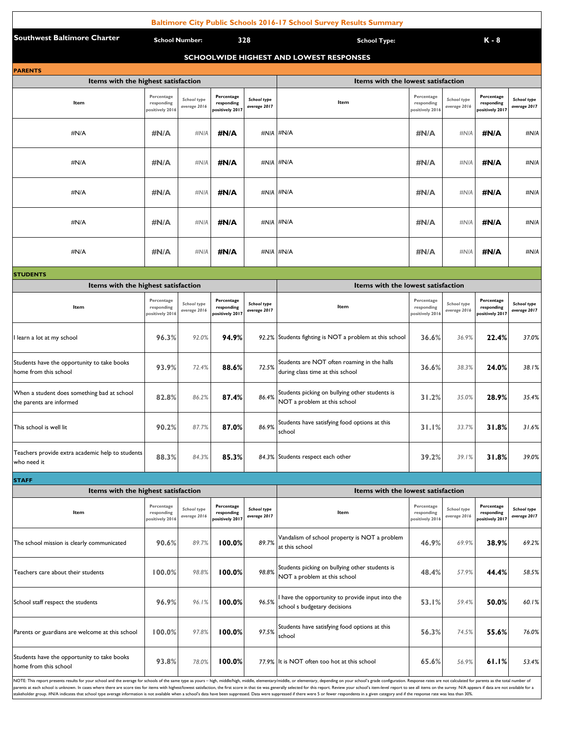# Baltimore City Public Schools 2016-17 School Survey Results Summary

**Southwest Baltimore Charter** — School Number: 328 — School Type: K - 8

## SCHOOLWIDE HIGHEST AND LOWEST RESPONSES

### PARENTS

| Items with the highest satisfaction | | | | | Items with the lowest satisfaction | | | | |
|---|---|---|---|---|---|---|---|---|---|
| Item | Percentage responding positively 2016 | *School type average 2016* | Percentage responding positively 2017 | *School type average 2017* | Item | Percentage responding positively 2016 | *School type average 2016* | Percentage responding positively 2017 | *School type average 2017* |
| #N/A | **#N/A** | *#N/A* | **#N/A** | *#N/A* | #N/A | **#N/A** | *#N/A* | **#N/A** | *#N/A* |
| #N/A | **#N/A** | *#N/A* | **#N/A** | *#N/A* | #N/A | **#N/A** | *#N/A* | **#N/A** | *#N/A* |
| #N/A | **#N/A** | *#N/A* | **#N/A** | *#N/A* | #N/A | **#N/A** | *#N/A* | **#N/A** | *#N/A* |
| #N/A | **#N/A** | *#N/A* | **#N/A** | *#N/A* | #N/A | **#N/A** | *#N/A* | **#N/A** | *#N/A* |
| #N/A | **#N/A** | *#N/A* | **#N/A** | *#N/A* | #N/A | **#N/A** | *#N/A* | **#N/A** | *#N/A* |

### STUDENTS

| Items with the highest satisfaction | | | | | Items with the lowest satisfaction | | | | |
|---|---|---|---|---|---|---|---|---|---|
| Item | Percentage responding positively 2016 | *School type average 2016* | Percentage responding positively 2017 | *School type average 2017* | Item | Percentage responding positively 2016 | *School type average 2016* | Percentage responding positively 2017 | *School type average 2017* |
| I learn a lot at my school | **96.3%** | *92.0%* | **94.9%** | *92.2%* | Students fighting is NOT a problem at this school | **36.6%** | *36.9%* | **22.4%** | *37.0%* |
| Students have the opportunity to take books home from this school | **93.9%** | *72.4%* | **88.6%** | *72.5%* | Students are NOT often roaming in the halls during class time at this school | **36.6%** | *38.3%* | **24.0%** | *38.1%* |
| When a student does something bad at school the parents are informed | **82.8%** | *86.2%* | **87.4%** | *86.4%* | Students picking on bullying other students is NOT a problem at this school | **31.2%** | *35.0%* | **28.9%** | *35.4%* |
| This school is well lit | **90.2%** | *87.7%* | **87.0%** | *86.9%* | Students have satisfying food options at this school | **31.1%** | *33.7%* | **31.8%** | *31.6%* |
| Teachers provide extra academic help to students who need it | **88.3%** | *84.3%* | **85.3%** | *84.3%* | Students respect each other | **39.2%** | *39.1%* | **31.8%** | *39.0%* |

### STAFF

| Items with the highest satisfaction | | | | | Items with the lowest satisfaction | | | | |
|---|---|---|---|---|---|---|---|---|---|
| Item | Percentage responding positively 2016 | *School type average 2016* | Percentage responding positively 2017 | *School type average 2017* | Item | Percentage responding positively 2016 | *School type average 2016* | Percentage responding positively 2017 | *School type average 2017* |
| The school mission is clearly communicated | **90.6%** | *89.7%* | **100.0%** | *89.7%* | Vandalism of school property is NOT a problem at this school | **46.9%** | *69.9%* | **38.9%** | *69.2%* |
| Teachers care about their students | **100.0%** | *98.8%* | **100.0%** | *98.8%* | Students picking on bullying other students is NOT a problem at this school | **48.4%** | *57.9%* | **44.4%** | *58.5%* |
| School staff respect the students | **96.9%** | *96.1%* | **100.0%** | *96.5%* | I have the opportunity to provide input into the school s budgetary decisions | **53.1%** | *59.4%* | **50.0%** | *60.1%* |
| Parents or guardians are welcome at this school | **100.0%** | *97.8%* | **100.0%** | *97.5%* | Students have satisfying food options at this school | **56.3%** | *74.5%* | **55.6%** | *76.0%* |
| Students have the opportunity to take books home from this school | **93.8%** | *78.0%* | **100.0%** | *77.9%* | It is NOT often too hot at this school | **65.6%** | *56.9%* | **61.1%** | *53.4%* |

NOTE: This report presents results for your school and the average for schools of the same type as yours – high, middle/high, middle, elementary/middle, or elementary, depending on your school's grade configuration. Response rates are not calculated for parents as the total number of parents at each school is unknown. In cases where there are score ties for items with highest/lowest satisfaction, the first score in that tie was generally selected for this report. Review your school's item-level report to see all items on the survey. N/A appears if data are not available for a stakeholder group. #N/A indicates that school type average information is not available when a school's data have been suppressed. Data were suppressed if there were 5 or fewer respondents in a given category and if the response rate was less than 30%.